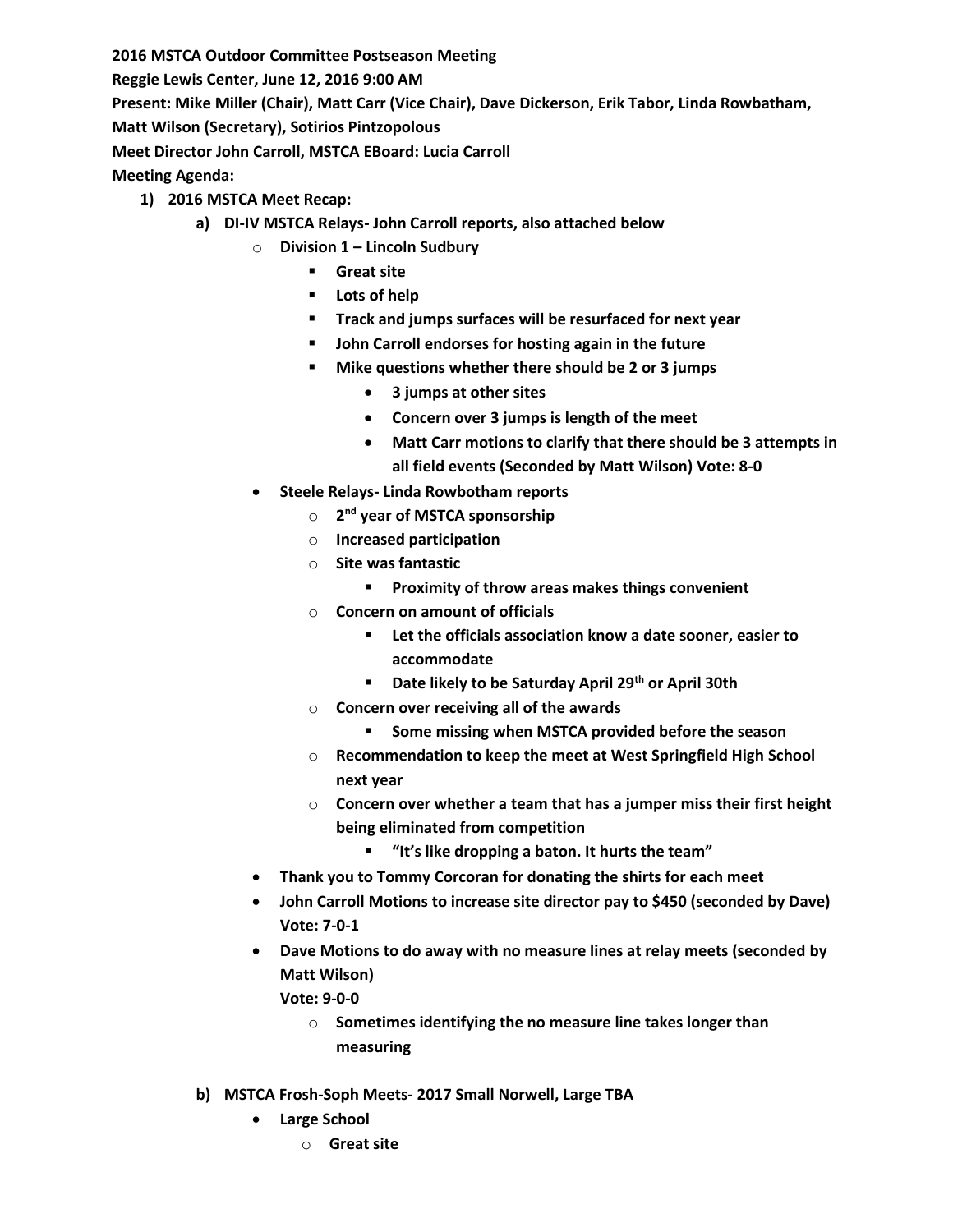**2016 MSTCA Outdoor Committee Postseason Meeting**

**Reggie Lewis Center, June 12, 2016 9:00 AM**

**Present: Mike Miller (Chair), Matt Carr (Vice Chair), Dave Dickerson, Erik Tabor, Linda Rowbatham, Matt Wilson (Secretary), Sotirios Pintzopolous**

**Meet Director John Carroll, MSTCA EBoard: Lucia Carroll**

**Meeting Agenda:**

1) **2016 MSTCA Meet Recap:**
   a) **DI-IV MSTCA Relays- John Carroll reports, also attached below**
      - **Division 1 – Lincoln Sudbury**
        - **Great site**
        - **Lots of help**
        - **Track and jumps surfaces will be resurfaced for next year**
        - **John Carroll endorses for hosting again in the future**
        - **Mike questions whether there should be 2 or 3 jumps**
          - **3 jumps at other sites**
          - **Concern over 3 jumps is length of the meet**
          - **Matt Carr motions to clarify that there should be 3 attempts in all field events (Seconded by Matt Wilson) Vote: 8-0**
      - **Steele Relays- Linda Rowbotham reports**
        - **2nd year of MSTCA sponsorship**
        - **Increased participation**
        - **Site was fantastic**
          - **Proximity of throw areas makes things convenient**
        - **Concern on amount of officials**
          - **Let the officials association know a date sooner, easier to accommodate**
          - **Date likely to be Saturday April 29th or April 30th**
        - **Concern over receiving all of the awards**
          - **Some missing when MSTCA provided before the season**
        - **Recommendation to keep the meet at West Springfield High School next year**
        - **Concern over whether a team that has a jumper miss their first height being eliminated from competition**
          - **"It's like dropping a baton. It hurts the team"**
      - **Thank you to Tommy Corcoran for donating the shirts for each meet**
      - **John Carroll Motions to increase site director pay to $450 (seconded by Dave) Vote: 7-0-1**
      - **Dave Motions to do away with no measure lines at relay meets (seconded by Matt Wilson)**
        **Vote: 9-0-0**
        - **Sometimes identifying the no measure line takes longer than measuring**

   b) **MSTCA Frosh-Soph Meets- 2017 Small Norwell, Large TBA**
      - **Large School**
        - **Great site**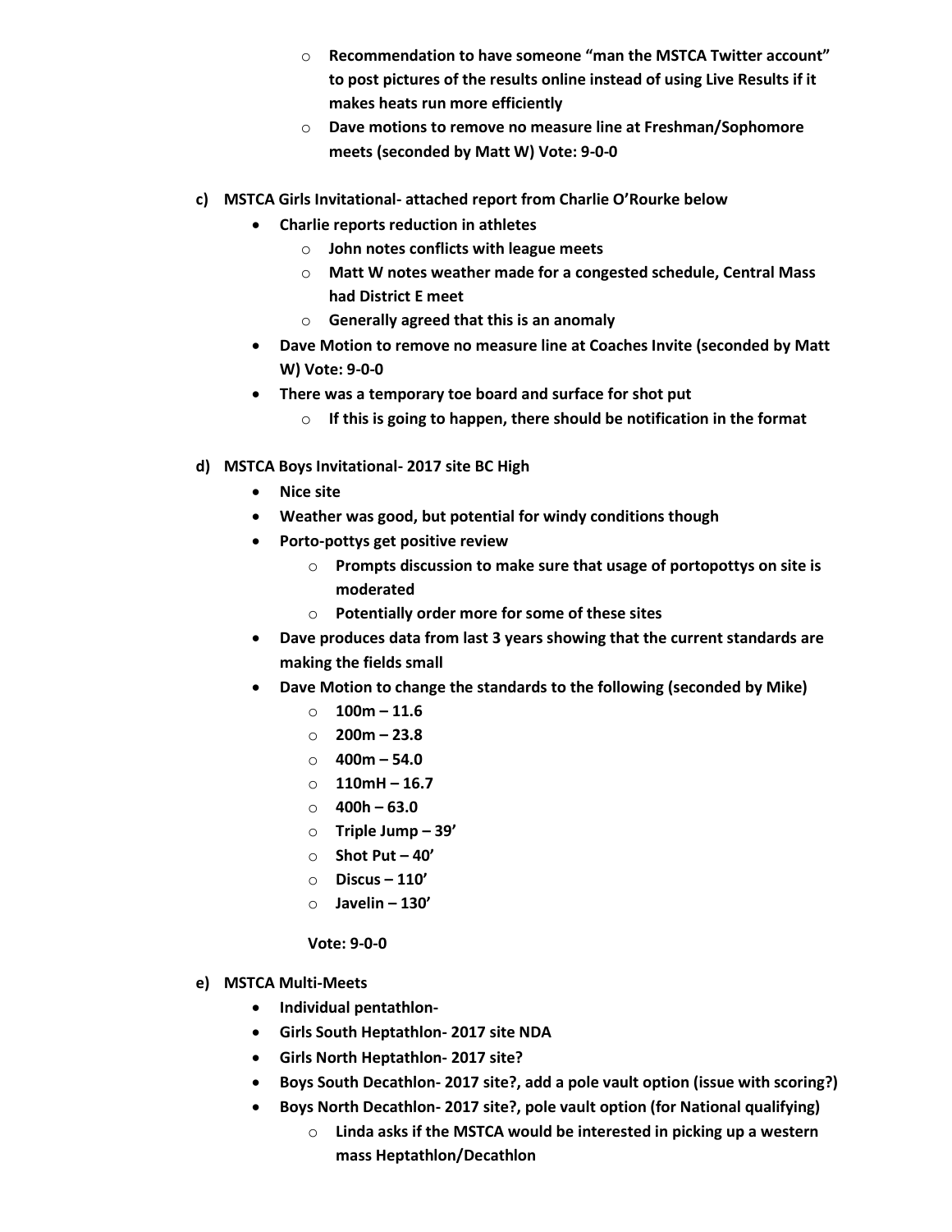- **Recommendation to have someone "man the MSTCA Twitter account" to post pictures of the results online instead of using Live Results if it makes heats run more efficiently**
   - **Dave motions to remove no measure line at Freshman/Sophomore meets (seconded by Matt W) Vote: 9-0-0**

**c) MSTCA Girls Invitational- attached report from Charlie O'Rourke below**

- **Charlie reports reduction in athletes**
  - **John notes conflicts with league meets**
  - **Matt W notes weather made for a congested schedule, Central Mass had District E meet**
  - **Generally agreed that this is an anomaly**
- **Dave Motion to remove no measure line at Coaches Invite (seconded by Matt W) Vote: 9-0-0**
- **There was a temporary toe board and surface for shot put**
  - **If this is going to happen, there should be notification in the format**

**d) MSTCA Boys Invitational- 2017 site BC High**

- **Nice site**
- **Weather was good, but potential for windy conditions though**
- **Porto-pottys get positive review**
  - **Prompts discussion to make sure that usage of portopottys on site is moderated**
  - **Potentially order more for some of these sites**
- **Dave produces data from last 3 years showing that the current standards are making the fields small**
- **Dave Motion to change the standards to the following (seconded by Mike)**
  - **100m – 11.6**
  - **200m – 23.8**
  - **400m – 54.0**
  - **110mH – 16.7**
  - **400h – 63.0**
  - **Triple Jump – 39'**
  - **Shot Put – 40'**
  - **Discus – 110'**
  - **Javelin – 130'**

  **Vote: 9-0-0**

**e) MSTCA Multi-Meets**

- **Individual pentathlon-**
- **Girls South Heptathlon- 2017 site NDA**
- **Girls North Heptathlon- 2017 site?**
- **Boys South Decathlon- 2017 site?, add a pole vault option (issue with scoring?)**
- **Boys North Decathlon- 2017 site?, pole vault option (for National qualifying)**
  - **Linda asks if the MSTCA would be interested in picking up a western mass Heptathlon/Decathlon**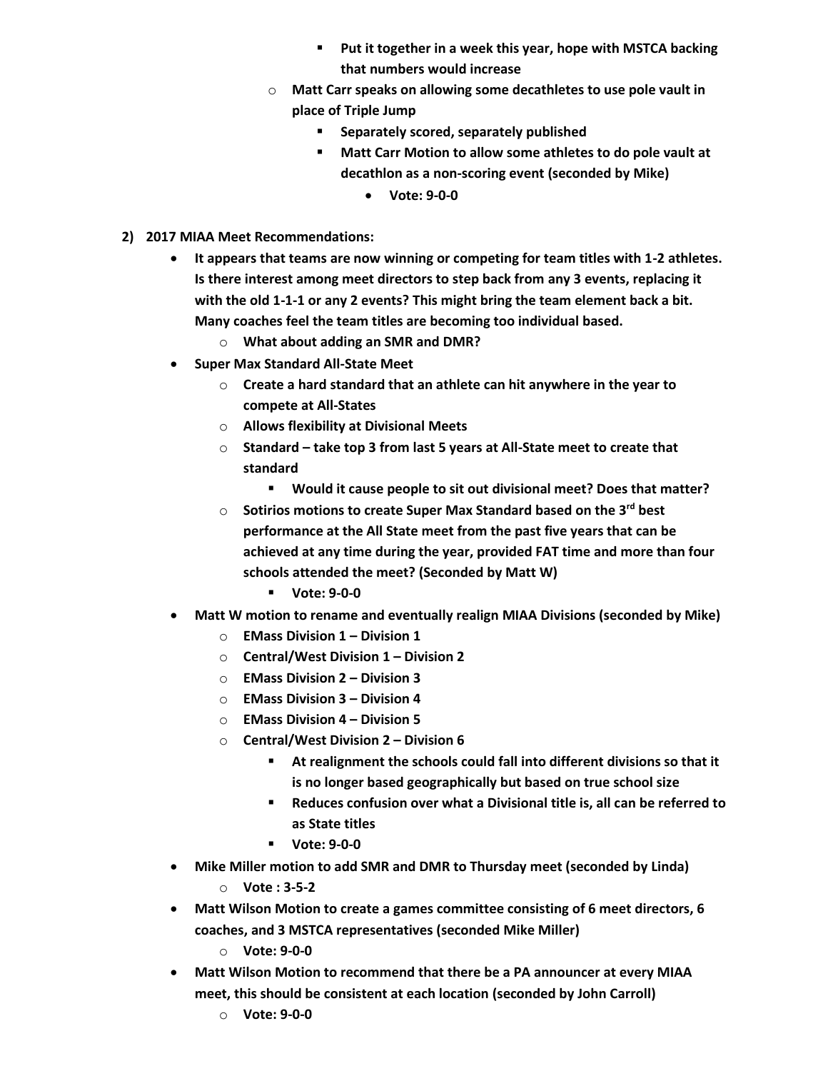- **Put it together in a week this year, hope with MSTCA backing that numbers would increase**
    - **Matt Carr speaks on allowing some decathletes to use pole vault in place of Triple Jump**
        - **Separately scored, separately published**
        - **Matt Carr Motion to allow some athletes to do pole vault at decathlon as a non-scoring event (seconded by Mike)**
            - **Vote: 9-0-0**

**2) 2017 MIAA Meet Recommendations:**

- **It appears that teams are now winning or competing for team titles with 1-2 athletes. Is there interest among meet directors to step back from any 3 events, replacing it with the old 1-1-1 or any 2 events? This might bring the team element back a bit. Many coaches feel the team titles are becoming too individual based.**
    - **What about adding an SMR and DMR?**
- **Super Max Standard All-State Meet**
    - **Create a hard standard that an athlete can hit anywhere in the year to compete at All-States**
    - **Allows flexibility at Divisional Meets**
    - **Standard – take top 3 from last 5 years at All-State meet to create that standard**
        - **Would it cause people to sit out divisional meet? Does that matter?**
    - **Sotirios motions to create Super Max Standard based on the 3rd best performance at the All State meet from the past five years that can be achieved at any time during the year, provided FAT time and more than four schools attended the meet? (Seconded by Matt W)**
        - **Vote: 9-0-0**
- **Matt W motion to rename and eventually realign MIAA Divisions (seconded by Mike)**
    - **EMass Division 1 – Division 1**
    - **Central/West Division 1 – Division 2**
    - **EMass Division 2 – Division 3**
    - **EMass Division 3 – Division 4**
    - **EMass Division 4 – Division 5**
    - **Central/West Division 2 – Division 6**
        - **At realignment the schools could fall into different divisions so that it is no longer based geographically but based on true school size**
        - **Reduces confusion over what a Divisional title is, all can be referred to as State titles**
        - **Vote: 9-0-0**
- **Mike Miller motion to add SMR and DMR to Thursday meet (seconded by Linda)**
    - **Vote : 3-5-2**
- **Matt Wilson Motion to create a games committee consisting of 6 meet directors, 6 coaches, and 3 MSTCA representatives (seconded Mike Miller)**
    - **Vote: 9-0-0**
- **Matt Wilson Motion to recommend that there be a PA announcer at every MIAA meet, this should be consistent at each location (seconded by John Carroll)**
    - **Vote: 9-0-0**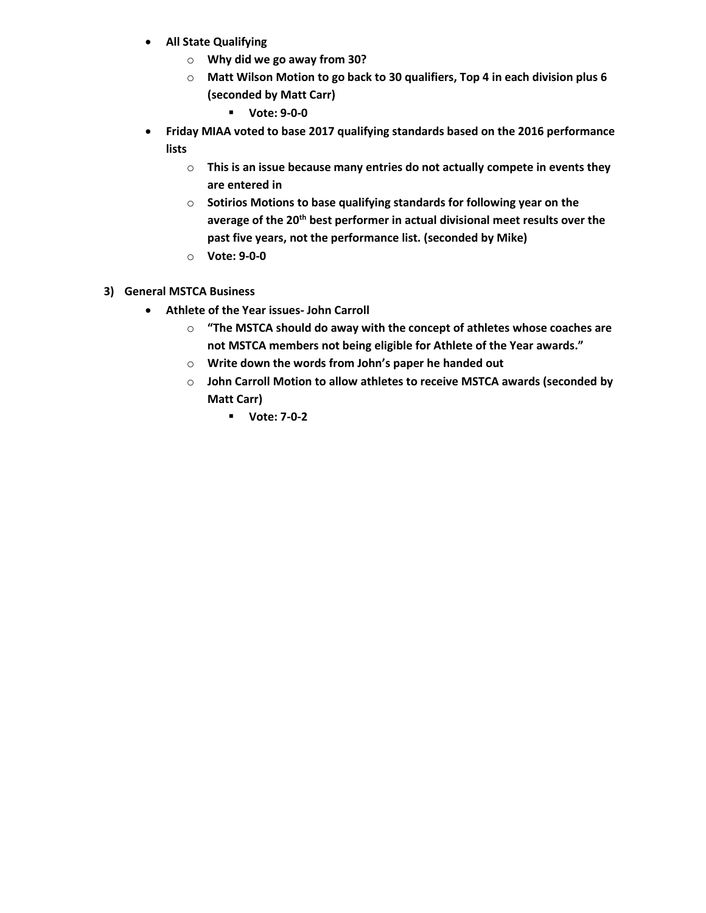- **All State Qualifying**
  - **Why did we go away from 30?**
  - **Matt Wilson Motion to go back to 30 qualifiers, Top 4 in each division plus 6 (seconded by Matt Carr)**
    - **Vote: 9-0-0**
- **Friday MIAA voted to base 2017 qualifying standards based on the 2016 performance lists**
  - **This is an issue because many entries do not actually compete in events they are entered in**
  - **Sotirios Motions to base qualifying standards for following year on the average of the 20th best performer in actual divisional meet results over the past five years, not the performance list. (seconded by Mike)**
  - **Vote: 9-0-0**

**3) General MSTCA Business**

- **Athlete of the Year issues- John Carroll**
  - **"The MSTCA should do away with the concept of athletes whose coaches are not MSTCA members not being eligible for Athlete of the Year awards."**
  - **Write down the words from John's paper he handed out**
  - **John Carroll Motion to allow athletes to receive MSTCA awards (seconded by Matt Carr)**
    - **Vote: 7-0-2**